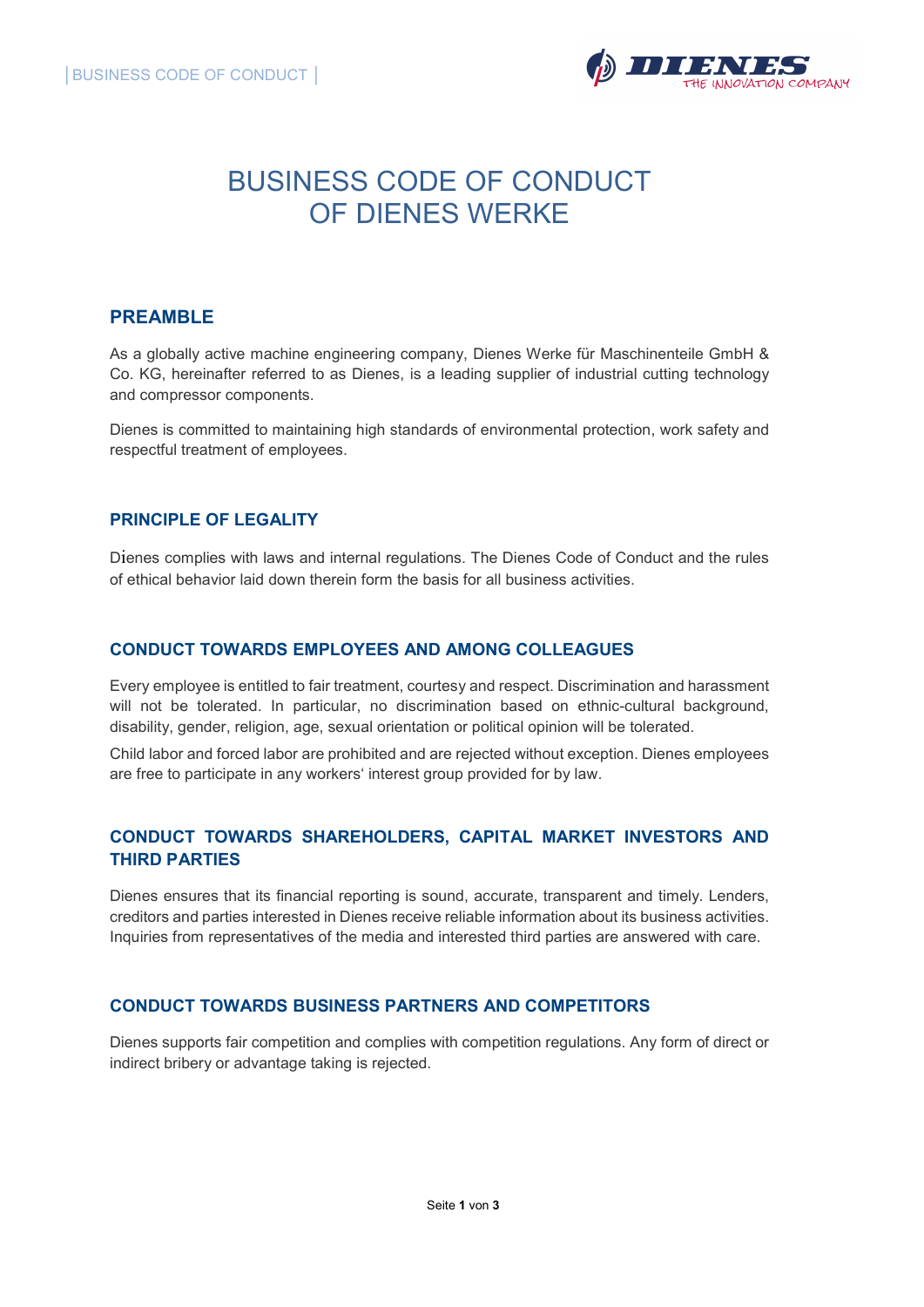# BUSINESS CODE OF CONDUCT OF DIENES WERKE

## PREAMBLE

As a globally active machine engineering company, Dienes Werke für Maschinenteile GmbH & Co. KG, hereinafter referred to as Dienes, is a leading supplier of industrial cutting technology and compressor components.

Dienes is committed to maintaining high standards of environmental protection, work safety and respectful treatment of employees.

## PRINCIPLE OF LEGALITY

Dienes complies with laws and internal regulations. The Dienes Code of Conduct and the rules of ethical behavior laid down therein form the basis for all business activities.

## CONDUCT TOWARDS EMPLOYEES AND AMONG COLLEAGUES

Every employee is entitled to fair treatment, courtesy and respect. Discrimination and harassment will not be tolerated. In particular, no discrimination based on ethnic-cultural background, disability, gender, religion, age, sexual orientation or political opinion will be tolerated.

Child labor and forced labor are prohibited and are rejected without exception. Dienes employees are free to participate in any workers' interest group provided for by law.

## CONDUCT TOWARDS SHAREHOLDERS, CAPITAL MARKET INVESTORS AND THIRD PARTIES

Dienes ensures that its financial reporting is sound, accurate, transparent and timely. Lenders, creditors and parties interested in Dienes receive reliable information about its business activities. Inquiries from representatives of the media and interested third parties are answered with care.

## CONDUCT TOWARDS BUSINESS PARTNERS AND COMPETITORS

Dienes supports fair competition and complies with competition regulations. Any form of direct or indirect bribery or advantage taking is rejected.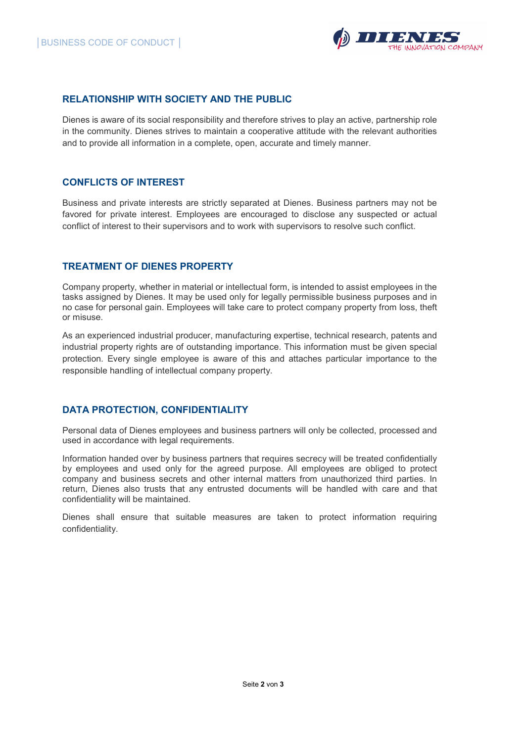## RELATIONSHIP WITH SOCIETY AND THE PUBLIC

Dienes is aware of its social responsibility and therefore strives to play an active, partnership role in the community. Dienes strives to maintain a cooperative attitude with the relevant authorities and to provide all information in a complete, open, accurate and timely manner.

## CONFLICTS OF INTEREST

Business and private interests are strictly separated at Dienes. Business partners may not be favored for private interest. Employees are encouraged to disclose any suspected or actual conflict of interest to their supervisors and to work with supervisors to resolve such conflict.

## TREATMENT OF DIENES PROPERTY

Company property, whether in material or intellectual form, is intended to assist employees in the tasks assigned by Dienes. It may be used only for legally permissible business purposes and in no case for personal gain. Employees will take care to protect company property from loss, theft or misuse.

As an experienced industrial producer, manufacturing expertise, technical research, patents and industrial property rights are of outstanding importance. This information must be given special protection. Every single employee is aware of this and attaches particular importance to the responsible handling of intellectual company property.

## DATA PROTECTION, CONFIDENTIALITY

Personal data of Dienes employees and business partners will only be collected, processed and used in accordance with legal requirements.

Information handed over by business partners that requires secrecy will be treated confidentially by employees and used only for the agreed purpose. All employees are obliged to protect company and business secrets and other internal matters from unauthorized third parties. In return, Dienes also trusts that any entrusted documents will be handled with care and that confidentiality will be maintained.

Dienes shall ensure that suitable measures are taken to protect information requiring confidentiality.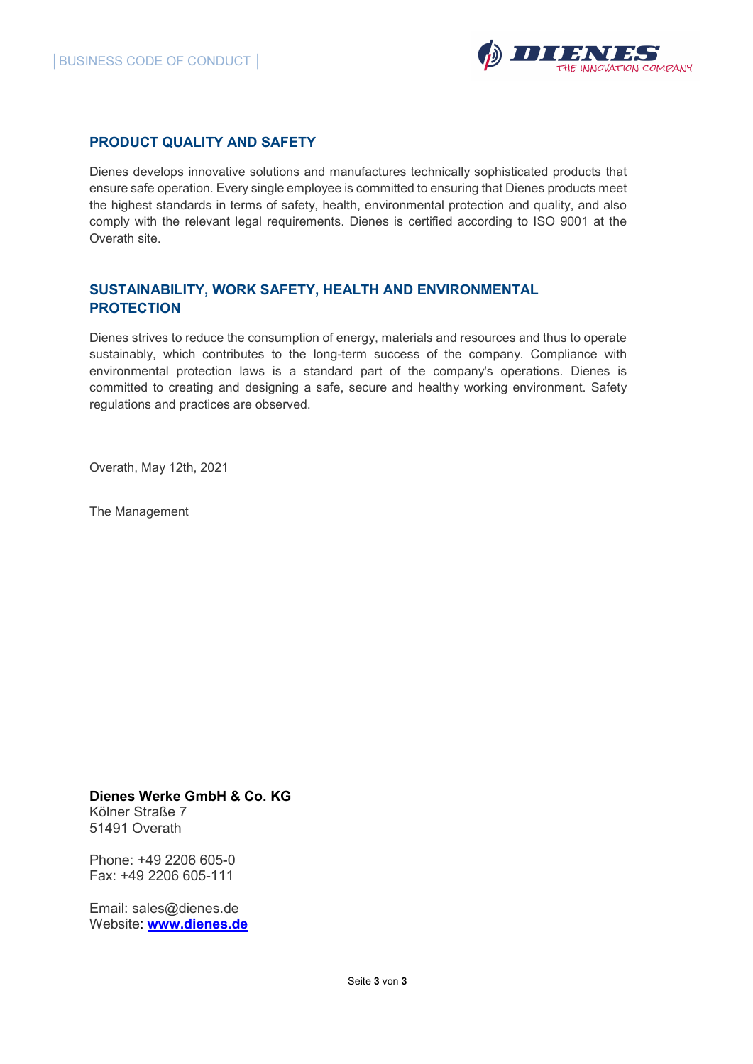## PRODUCT QUALITY AND SAFETY

Dienes develops innovative solutions and manufactures technically sophisticated products that ensure safe operation. Every single employee is committed to ensuring that Dienes products meet the highest standards in terms of safety, health, environmental protection and quality, and also comply with the relevant legal requirements. Dienes is certified according to ISO 9001 at the Overath site.

## SUSTAINABILITY, WORK SAFETY, HEALTH AND ENVIRONMENTAL PROTECTION

Dienes strives to reduce the consumption of energy, materials and resources and thus to operate sustainably, which contributes to the long-term success of the company. Compliance with environmental protection laws is a standard part of the company's operations. Dienes is committed to creating and designing a safe, secure and healthy working environment. Safety regulations and practices are observed.

Overath, May 12th, 2021

The Management

**Dienes Werke GmbH & Co. KG**
Kölner Straße 7
51491 Overath

Phone: +49 2206 605-0
Fax: +49 2206 605-111

Email: sales@dienes.de
Website: **www.dienes.de**